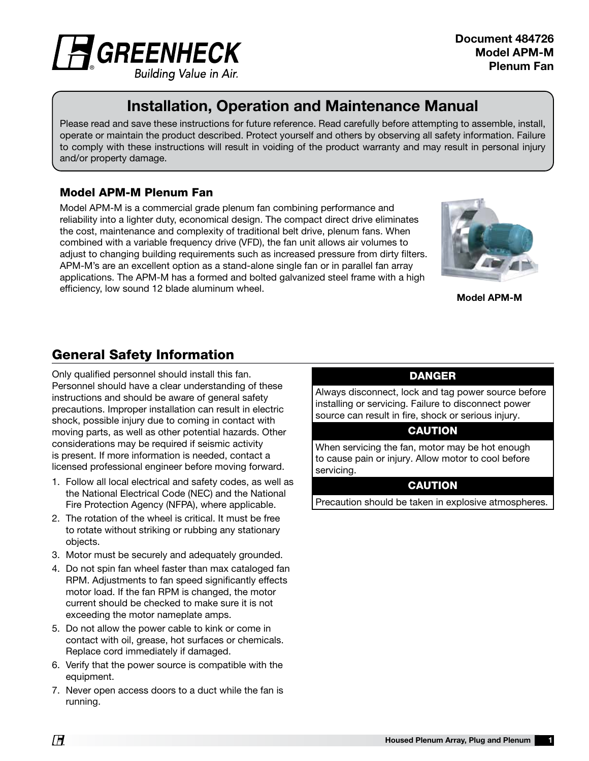Document 484726
Model APM-M
Plenum Fan

# Installation, Operation and Maintenance Manual

Please read and save these instructions for future reference. Read carefully before attempting to assemble, install, operate or maintain the product described. Protect yourself and others by observing all safety information. Failure to comply with these instructions will result in voiding of the product warranty and may result in personal injury and/or property damage.

### Model APM-M Plenum Fan

Model APM-M is a commercial grade plenum fan combining performance and reliability into a lighter duty, economical design. The compact direct drive eliminates the cost, maintenance and complexity of traditional belt drive, plenum fans. When combined with a variable frequency drive (VFD), the fan unit allows air volumes to adjust to changing building requirements such as increased pressure from dirty filters. APM-M's are an excellent option as a stand-alone single fan or in parallel fan array applications. The APM-M has a formed and bolted galvanized steel frame with a high efficiency, low sound 12 blade aluminum wheel.

**Model APM-M**

## General Safety Information

Only qualified personnel should install this fan. Personnel should have a clear understanding of these instructions and should be aware of general safety precautions. Improper installation can result in electric shock, possible injury due to coming in contact with moving parts, as well as other potential hazards. Other considerations may be required if seismic activity is present. If more information is needed, contact a licensed professional engineer before moving forward.

1. Follow all local electrical and safety codes, as well as the National Electrical Code (NEC) and the National Fire Protection Agency (NFPA), where applicable.
2. The rotation of the wheel is critical. It must be free to rotate without striking or rubbing any stationary objects.
3. Motor must be securely and adequately grounded.
4. Do not spin fan wheel faster than max cataloged fan RPM. Adjustments to fan speed significantly effects motor load. If the fan RPM is changed, the motor current should be checked to make sure it is not exceeding the motor nameplate amps.
5. Do not allow the power cable to kink or come in contact with oil, grease, hot surfaces or chemicals. Replace cord immediately if damaged.
6. Verify that the power source is compatible with the equipment.
7. Never open access doors to a duct while the fan is running.

**DANGER**

Always disconnect, lock and tag power source before installing or servicing. Failure to disconnect power source can result in fire, shock or serious injury.

**CAUTION**

When servicing the fan, motor may be hot enough to cause pain or injury. Allow motor to cool before servicing.

**CAUTION**

Precaution should be taken in explosive atmospheres.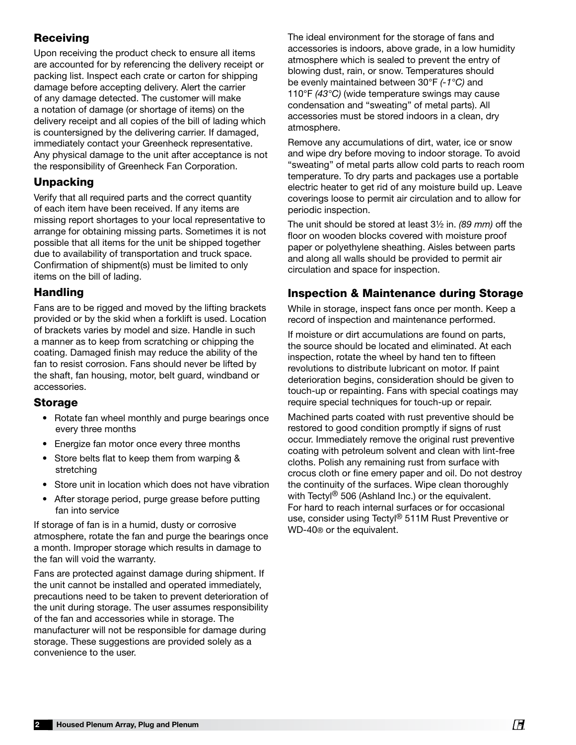## Receiving

Upon receiving the product check to ensure all items are accounted for by referencing the delivery receipt or packing list. Inspect each crate or carton for shipping damage before accepting delivery. Alert the carrier of any damage detected. The customer will make a notation of damage (or shortage of items) on the delivery receipt and all copies of the bill of lading which is countersigned by the delivering carrier. If damaged, immediately contact your Greenheck representative. Any physical damage to the unit after acceptance is not the responsibility of Greenheck Fan Corporation.

## Unpacking

Verify that all required parts and the correct quantity of each item have been received. If any items are missing report shortages to your local representative to arrange for obtaining missing parts. Sometimes it is not possible that all items for the unit be shipped together due to availability of transportation and truck space. Confirmation of shipment(s) must be limited to only items on the bill of lading.

## Handling

Fans are to be rigged and moved by the lifting brackets provided or by the skid when a forklift is used. Location of brackets varies by model and size. Handle in such a manner as to keep from scratching or chipping the coating. Damaged finish may reduce the ability of the fan to resist corrosion. Fans should never be lifted by the shaft, fan housing, motor, belt guard, windband or accessories.

## Storage

- Rotate fan wheel monthly and purge bearings once every three months
- Energize fan motor once every three months
- Store belts flat to keep them from warping & stretching
- Store unit in location which does not have vibration
- After storage period, purge grease before putting fan into service

If storage of fan is in a humid, dusty or corrosive atmosphere, rotate the fan and purge the bearings once a month. Improper storage which results in damage to the fan will void the warranty.

Fans are protected against damage during shipment. If the unit cannot be installed and operated immediately, precautions need to be taken to prevent deterioration of the unit during storage. The user assumes responsibility of the fan and accessories while in storage. The manufacturer will not be responsible for damage during storage. These suggestions are provided solely as a convenience to the user.

The ideal environment for the storage of fans and accessories is indoors, above grade, in a low humidity atmosphere which is sealed to prevent the entry of blowing dust, rain, or snow. Temperatures should be evenly maintained between 30°F *(-1°C)* and 110°F *(43°C)* (wide temperature swings may cause condensation and "sweating" of metal parts). All accessories must be stored indoors in a clean, dry atmosphere.

Remove any accumulations of dirt, water, ice or snow and wipe dry before moving to indoor storage. To avoid "sweating" of metal parts allow cold parts to reach room temperature. To dry parts and packages use a portable electric heater to get rid of any moisture build up. Leave coverings loose to permit air circulation and to allow for periodic inspection.

The unit should be stored at least 3½ in. *(89 mm)* off the floor on wooden blocks covered with moisture proof paper or polyethylene sheathing. Aisles between parts and along all walls should be provided to permit air circulation and space for inspection.

## Inspection & Maintenance during Storage

While in storage, inspect fans once per month. Keep a record of inspection and maintenance performed.

If moisture or dirt accumulations are found on parts, the source should be located and eliminated. At each inspection, rotate the wheel by hand ten to fifteen revolutions to distribute lubricant on motor. If paint deterioration begins, consideration should be given to touch-up or repainting. Fans with special coatings may require special techniques for touch-up or repair.

Machined parts coated with rust preventive should be restored to good condition promptly if signs of rust occur. Immediately remove the original rust preventive coating with petroleum solvent and clean with lint-free cloths. Polish any remaining rust from surface with crocus cloth or fine emery paper and oil. Do not destroy the continuity of the surfaces. Wipe clean thoroughly with Tectyl® 506 (Ashland Inc.) or the equivalent. For hard to reach internal surfaces or for occasional use, consider using Tectyl® 511M Rust Preventive or WD-40® or the equivalent.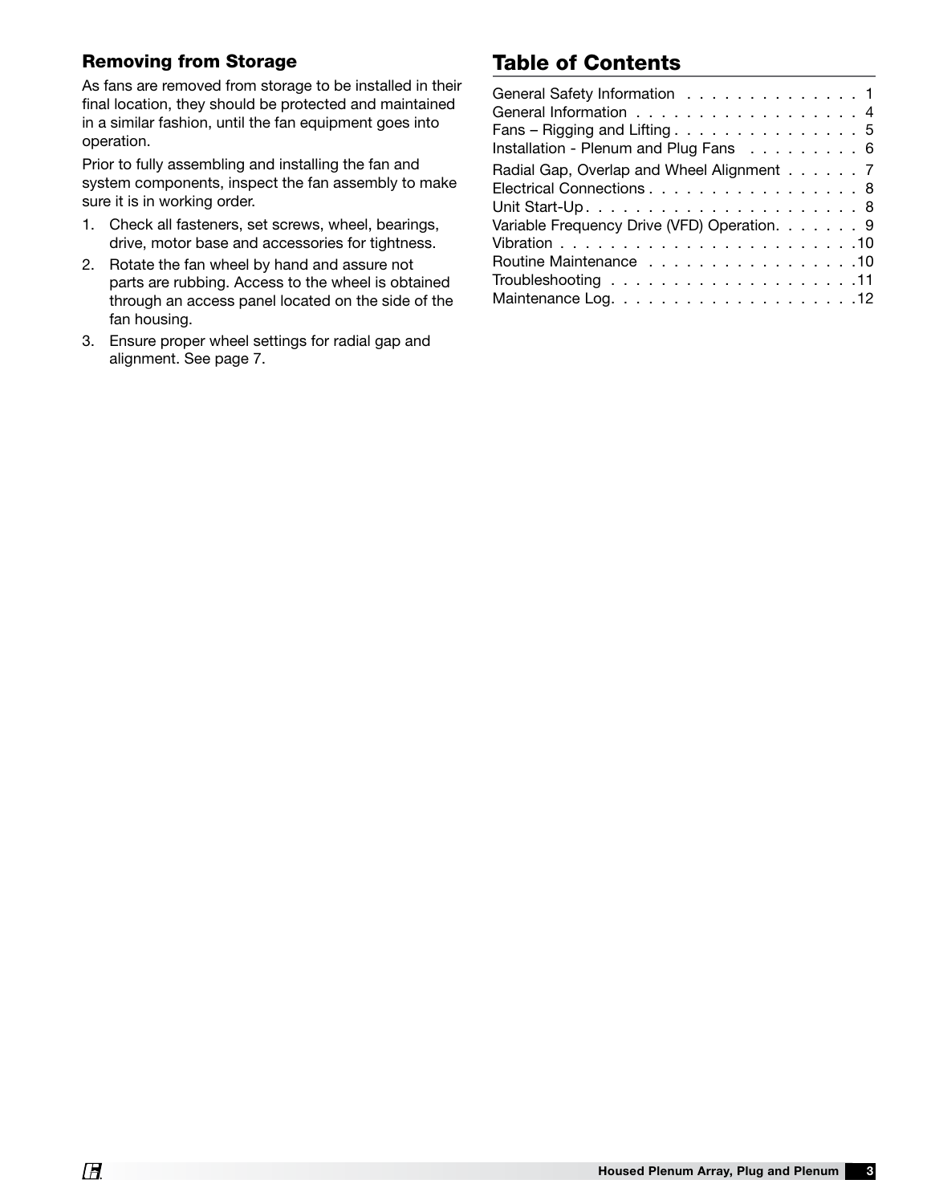## Removing from Storage

As fans are removed from storage to be installed in their final location, they should be protected and maintained in a similar fashion, until the fan equipment goes into operation.

Prior to fully assembling and installing the fan and system components, inspect the fan assembly to make sure it is in working order.

1. Check all fasteners, set screws, wheel, bearings, drive, motor base and accessories for tightness.
2. Rotate the fan wheel by hand and assure not parts are rubbing. Access to the wheel is obtained through an access panel located on the side of the fan housing.
3. Ensure proper wheel settings for radial gap and alignment. See page 7.

## Table of Contents

| | |
|---|---|
| General Safety Information | 1 |
| General Information | 4 |
| Fans – Rigging and Lifting | 5 |
| Installation - Plenum and Plug Fans | 6 |
| Radial Gap, Overlap and Wheel Alignment | 7 |
| Electrical Connections | 8 |
| Unit Start-Up | 8 |
| Variable Frequency Drive (VFD) Operation | 9 |
| Vibration | 10 |
| Routine Maintenance | 10 |
| Troubleshooting | 11 |
| Maintenance Log | 12 |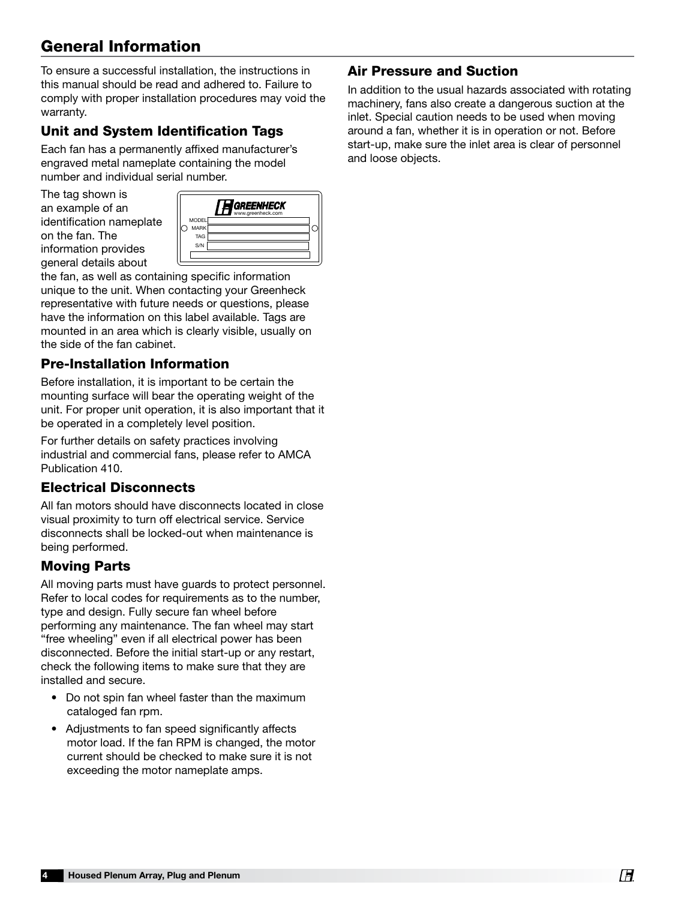# General Information

To ensure a successful installation, the instructions in this manual should be read and adhered to. Failure to comply with proper installation procedures may void the warranty.

## Unit and System Identification Tags

Each fan has a permanently affixed manufacturer's engraved metal nameplate containing the model number and individual serial number.

The tag shown is an example of an identification nameplate on the fan. The information provides general details about the fan, as well as containing specific information unique to the unit. When contacting your Greenheck representative with future needs or questions, please have the information on this label available. Tags are mounted in an area which is clearly visible, usually on the side of the fan cabinet.

GREENHECK
www.greenheck.com
MODEL
MARK
TAG
S/N

## Pre-Installation Information

Before installation, it is important to be certain the mounting surface will bear the operating weight of the unit. For proper unit operation, it is also important that it be operated in a completely level position.

For further details on safety practices involving industrial and commercial fans, please refer to AMCA Publication 410.

## Electrical Disconnects

All fan motors should have disconnects located in close visual proximity to turn off electrical service. Service disconnects shall be locked-out when maintenance is being performed.

## Moving Parts

All moving parts must have guards to protect personnel. Refer to local codes for requirements as to the number, type and design. Fully secure fan wheel before performing any maintenance. The fan wheel may start "free wheeling" even if all electrical power has been disconnected. Before the initial start-up or any restart, check the following items to make sure that they are installed and secure.

- Do not spin fan wheel faster than the maximum cataloged fan rpm.
- Adjustments to fan speed significantly affects motor load. If the fan RPM is changed, the motor current should be checked to make sure it is not exceeding the motor nameplate amps.

## Air Pressure and Suction

In addition to the usual hazards associated with rotating machinery, fans also create a dangerous suction at the inlet. Special caution needs to be used when moving around a fan, whether it is in operation or not. Before start-up, make sure the inlet area is clear of personnel and loose objects.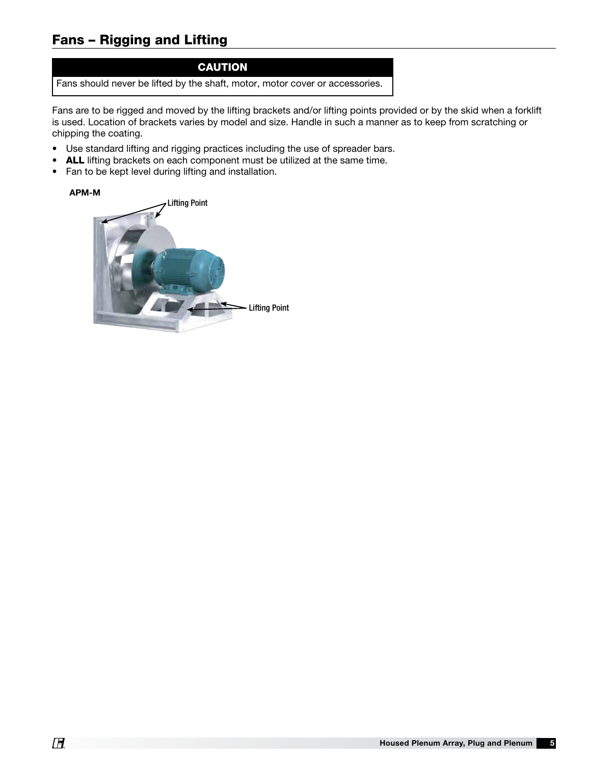## Fans – Rigging and Lifting

**CAUTION**

Fans should never be lifted by the shaft, motor, motor cover or accessories.

Fans are to be rigged and moved by the lifting brackets and/or lifting points provided or by the skid when a forklift is used. Location of brackets varies by model and size. Handle in such a manner as to keep from scratching or chipping the coating.

- Use standard lifting and rigging practices including the use of spreader bars.
- **ALL** lifting brackets on each component must be utilized at the same time.
- Fan to be kept level during lifting and installation.

**APM-M**

Lifting Point

Lifting Point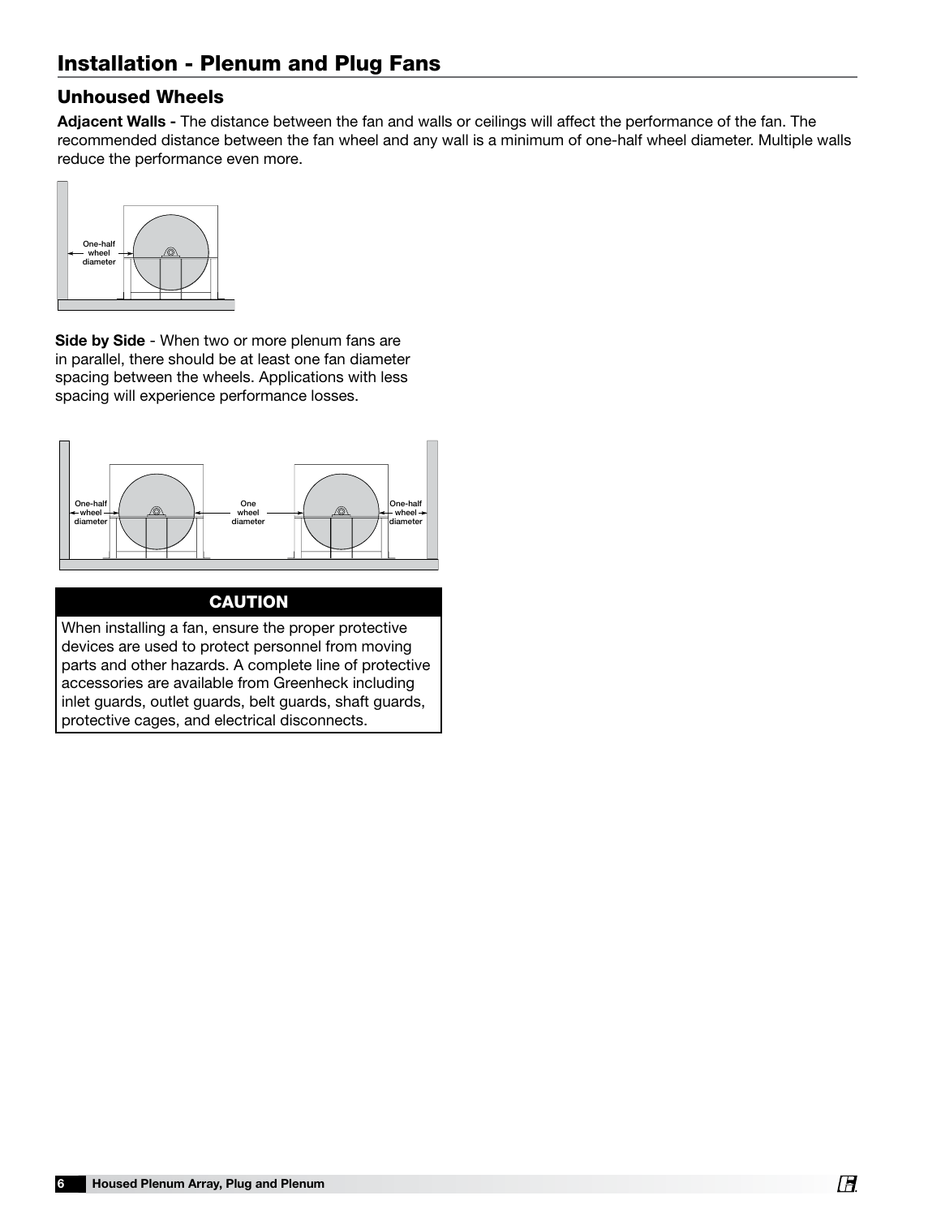# Installation - Plenum and Plug Fans

## Unhoused Wheels

**Adjacent Walls -** The distance between the fan and walls or ceilings will affect the performance of the fan. The recommended distance between the fan wheel and any wall is a minimum of one-half wheel diameter. Multiple walls reduce the performance even more.

One-half wheel diameter

**Side by Side** - When two or more plenum fans are in parallel, there should be at least one fan diameter spacing between the wheels. Applications with less spacing will experience performance losses.

One-half wheel diameter

One wheel diameter

One-half wheel diameter

**CAUTION**

When installing a fan, ensure the proper protective devices are used to protect personnel from moving parts and other hazards. A complete line of protective accessories are available from Greenheck including inlet guards, outlet guards, belt guards, shaft guards, protective cages, and electrical disconnects.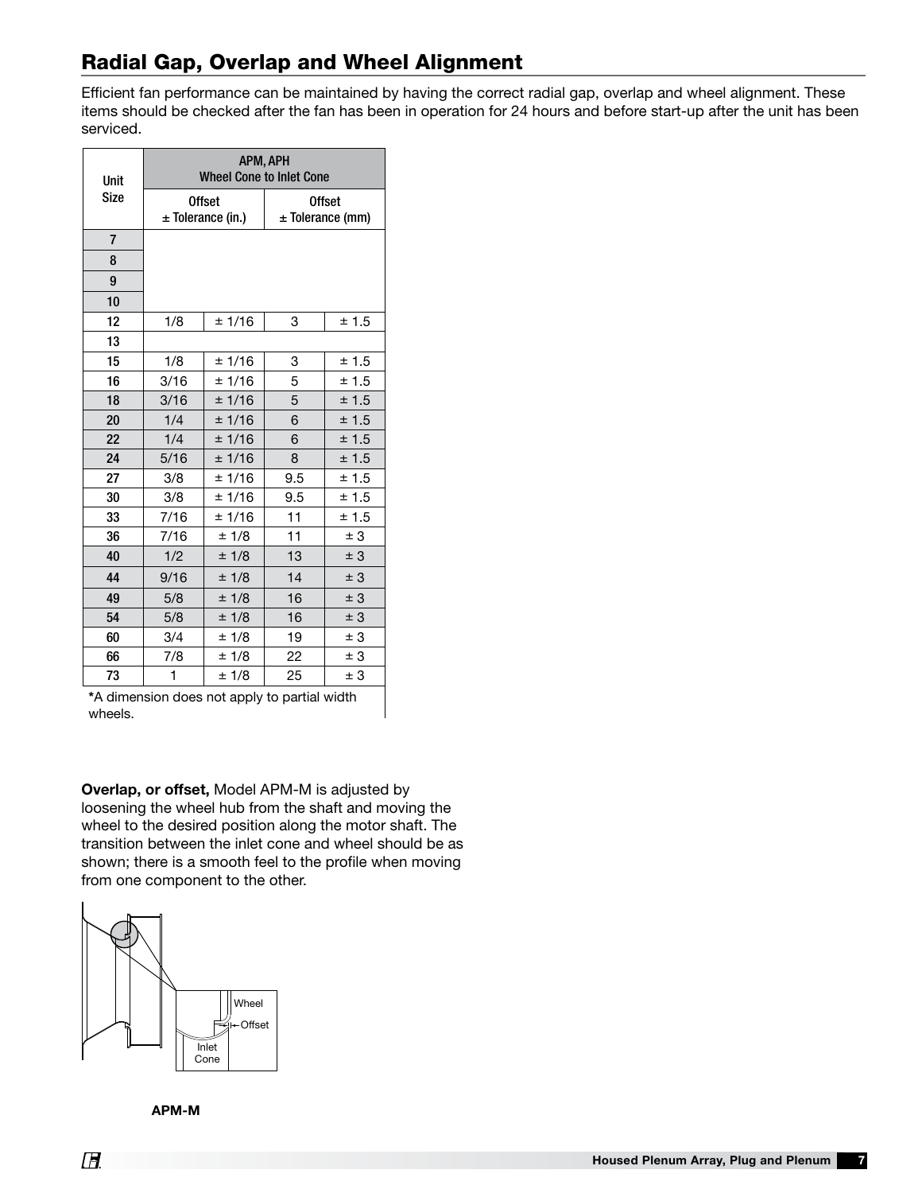## Radial Gap, Overlap and Wheel Alignment

Efficient fan performance can be maintained by having the correct radial gap, overlap and wheel alignment. These items should be checked after the fan has been in operation for 24 hours and before start-up after the unit has been serviced.

| Unit Size | APM, APH Wheel Cone to Inlet Cone | | | |
|---|---|---|---|---|
| | Offset ± Tolerance (in.) | | Offset ± Tolerance (mm) | |
| 7 | | | | |
| 8 | | | | |
| 9 | | | | |
| 10 | | | | |
| 12 | 1/8 | ± 1/16 | 3 | ± 1.5 |
| 13 | | | | |
| 15 | 1/8 | ± 1/16 | 3 | ± 1.5 |
| 16 | 3/16 | ± 1/16 | 5 | ± 1.5 |
| 18 | 3/16 | ± 1/16 | 5 | ± 1.5 |
| 20 | 1/4 | ± 1/16 | 6 | ± 1.5 |
| 22 | 1/4 | ± 1/16 | 6 | ± 1.5 |
| 24 | 5/16 | ± 1/16 | 8 | ± 1.5 |
| 27 | 3/8 | ± 1/16 | 9.5 | ± 1.5 |
| 30 | 3/8 | ± 1/16 | 9.5 | ± 1.5 |
| 33 | 7/16 | ± 1/16 | 11 | ± 1.5 |
| 36 | 7/16 | ± 1/8 | 11 | ± 3 |
| 40 | 1/2 | ± 1/8 | 13 | ± 3 |
| 44 | 9/16 | ± 1/8 | 14 | ± 3 |
| 49 | 5/8 | ± 1/8 | 16 | ± 3 |
| 54 | 5/8 | ± 1/8 | 16 | ± 3 |
| 60 | 3/4 | ± 1/8 | 19 | ± 3 |
| 66 | 7/8 | ± 1/8 | 22 | ± 3 |
| 73 | 1 | ± 1/8 | 25 | ± 3 |

*A dimension does not apply to partial width wheels.

**Overlap, or offset,** Model APM-M is adjusted by loosening the wheel hub from the shaft and moving the wheel to the desired position along the motor shaft. The transition between the inlet cone and wheel should be as shown; there is a smooth feel to the profile when moving from one component to the other.

Wheel
Offset
Inlet Cone

**APM-M**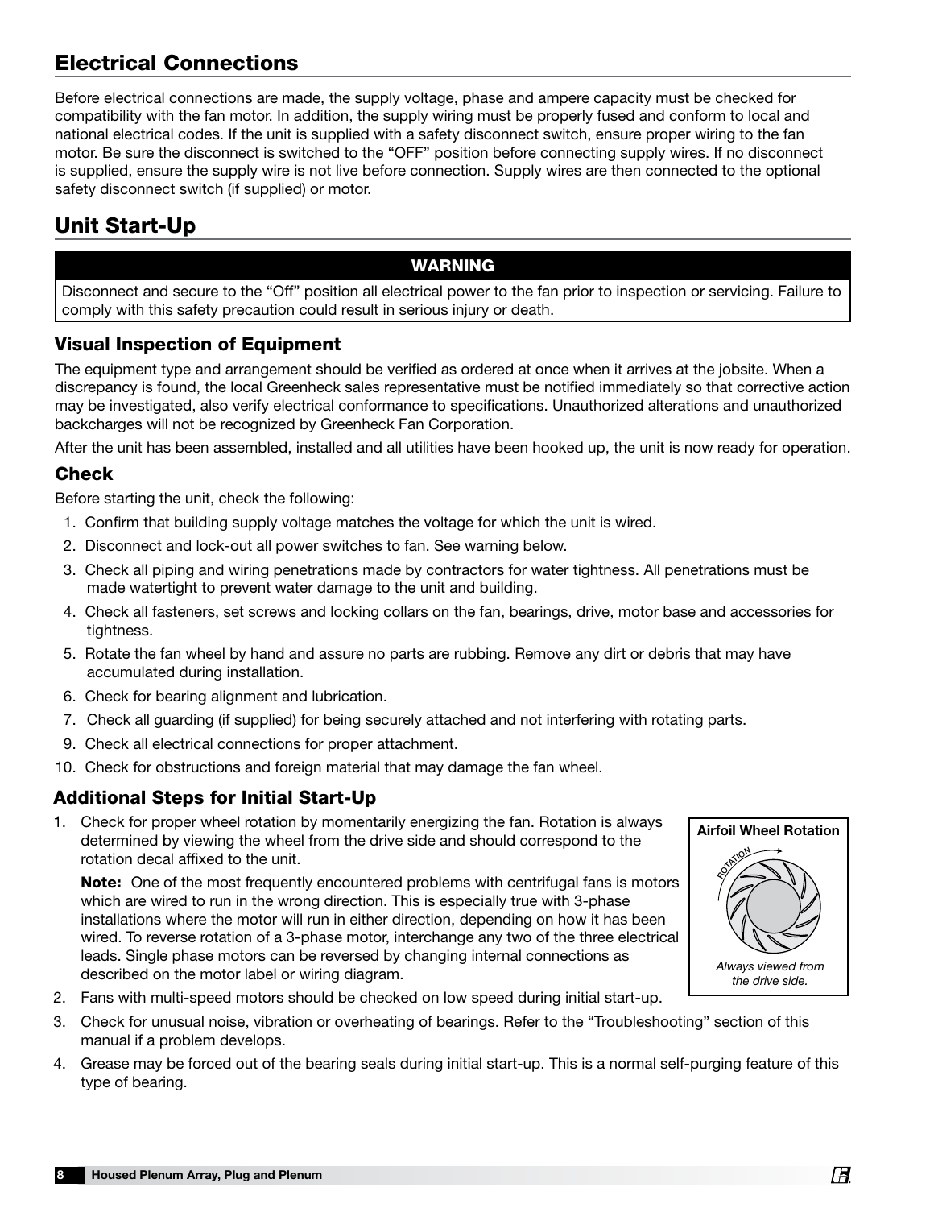## Electrical Connections

Before electrical connections are made, the supply voltage, phase and ampere capacity must be checked for compatibility with the fan motor. In addition, the supply wiring must be properly fused and conform to local and national electrical codes. If the unit is supplied with a safety disconnect switch, ensure proper wiring to the fan motor. Be sure the disconnect is switched to the "OFF" position before connecting supply wires. If no disconnect is supplied, ensure the supply wire is not live before connection. Supply wires are then connected to the optional safety disconnect switch (if supplied) or motor.

## Unit Start-Up

**WARNING**

Disconnect and secure to the "Off" position all electrical power to the fan prior to inspection or servicing. Failure to comply with this safety precaution could result in serious injury or death.

### Visual Inspection of Equipment

The equipment type and arrangement should be verified as ordered at once when it arrives at the jobsite. When a discrepancy is found, the local Greenheck sales representative must be notified immediately so that corrective action may be investigated, also verify electrical conformance to specifications. Unauthorized alterations and unauthorized backcharges will not be recognized by Greenheck Fan Corporation.

After the unit has been assembled, installed and all utilities have been hooked up, the unit is now ready for operation.

### Check

Before starting the unit, check the following:

1. Confirm that building supply voltage matches the voltage for which the unit is wired.
2. Disconnect and lock-out all power switches to fan. See warning below.
3. Check all piping and wiring penetrations made by contractors for water tightness. All penetrations must be made watertight to prevent water damage to the unit and building.
4. Check all fasteners, set screws and locking collars on the fan, bearings, drive, motor base and accessories for tightness.
5. Rotate the fan wheel by hand and assure no parts are rubbing. Remove any dirt or debris that may have accumulated during installation.
6. Check for bearing alignment and lubrication.
7. Check all guarding (if supplied) for being securely attached and not interfering with rotating parts.
9. Check all electrical connections for proper attachment.
10. Check for obstructions and foreign material that may damage the fan wheel.

### Additional Steps for Initial Start-Up

1. Check for proper wheel rotation by momentarily energizing the fan. Rotation is always determined by viewing the wheel from the drive side and should correspond to the rotation decal affixed to the unit.

   **Note:** One of the most frequently encountered problems with centrifugal fans is motors which are wired to run in the wrong direction. This is especially true with 3-phase installations where the motor will run in either direction, depending on how it has been wired. To reverse rotation of a 3-phase motor, interchange any two of the three electrical leads. Single phase motors can be reversed by changing internal connections as described on the motor label or wiring diagram.

2. Fans with multi-speed motors should be checked on low speed during initial start-up.
3. Check for unusual noise, vibration or overheating of bearings. Refer to the "Troubleshooting" section of this manual if a problem develops.
4. Grease may be forced out of the bearing seals during initial start-up. This is a normal self-purging feature of this type of bearing.

**Airfoil Wheel Rotation**

ROTATION

*Always viewed from the drive side.*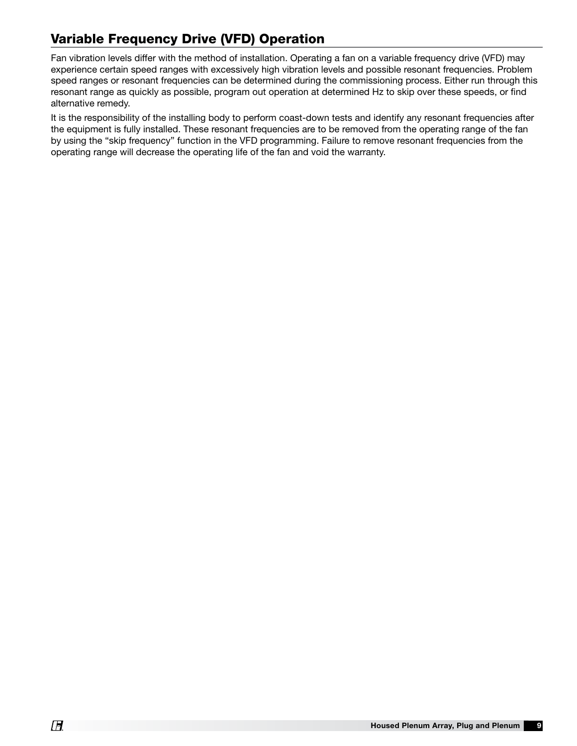## Variable Frequency Drive (VFD) Operation

Fan vibration levels differ with the method of installation. Operating a fan on a variable frequency drive (VFD) may experience certain speed ranges with excessively high vibration levels and possible resonant frequencies. Problem speed ranges or resonant frequencies can be determined during the commissioning process. Either run through this resonant range as quickly as possible, program out operation at determined Hz to skip over these speeds, or find alternative remedy.

It is the responsibility of the installing body to perform coast-down tests and identify any resonant frequencies after the equipment is fully installed. These resonant frequencies are to be removed from the operating range of the fan by using the "skip frequency" function in the VFD programming. Failure to remove resonant frequencies from the operating range will decrease the operating life of the fan and void the warranty.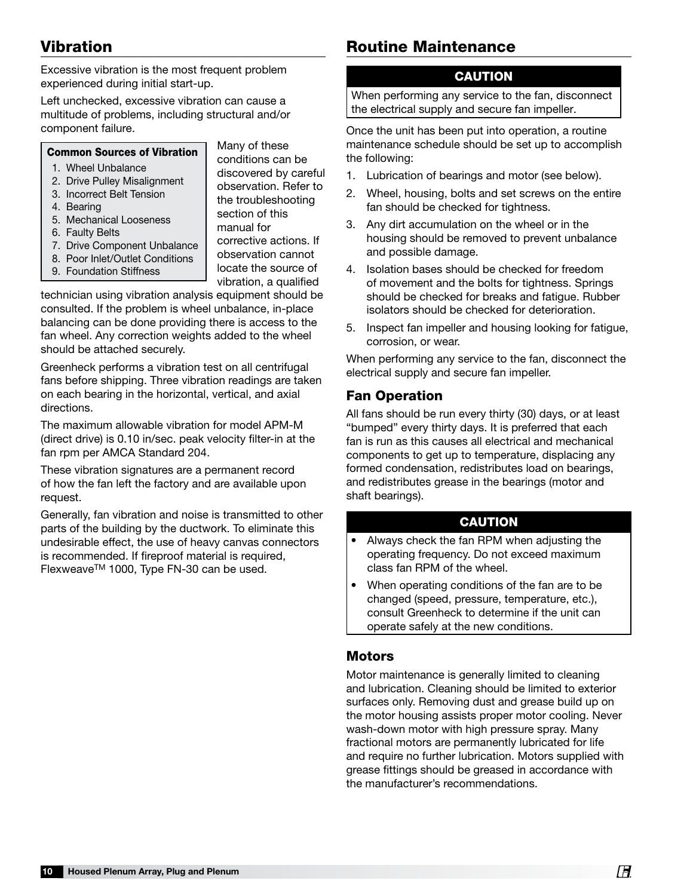## Vibration

Excessive vibration is the most frequent problem experienced during initial start-up.

Left unchecked, excessive vibration can cause a multitude of problems, including structural and/or component failure.

**Common Sources of Vibration**

1. Wheel Unbalance
2. Drive Pulley Misalignment
3. Incorrect Belt Tension
4. Bearing
5. Mechanical Looseness
6. Faulty Belts
7. Drive Component Unbalance
8. Poor Inlet/Outlet Conditions
9. Foundation Stiffness

Many of these conditions can be discovered by careful observation. Refer to the troubleshooting section of this manual for corrective actions. If observation cannot locate the source of vibration, a qualified technician using vibration analysis equipment should be consulted. If the problem is wheel unbalance, in-place balancing can be done providing there is access to the fan wheel. Any correction weights added to the wheel should be attached securely.

Greenheck performs a vibration test on all centrifugal fans before shipping. Three vibration readings are taken on each bearing in the horizontal, vertical, and axial directions.

The maximum allowable vibration for model APM-M (direct drive) is 0.10 in/sec. peak velocity filter-in at the fan rpm per AMCA Standard 204.

These vibration signatures are a permanent record of how the fan left the factory and are available upon request.

Generally, fan vibration and noise is transmitted to other parts of the building by the ductwork. To eliminate this undesirable effect, the use of heavy canvas connectors is recommended. If fireproof material is required, Flexweave™ 1000, Type FN-30 can be used.

## Routine Maintenance

**CAUTION**

When performing any service to the fan, disconnect the electrical supply and secure fan impeller.

Once the unit has been put into operation, a routine maintenance schedule should be set up to accomplish the following:

1. Lubrication of bearings and motor (see below).
2. Wheel, housing, bolts and set screws on the entire fan should be checked for tightness.
3. Any dirt accumulation on the wheel or in the housing should be removed to prevent unbalance and possible damage.
4. Isolation bases should be checked for freedom of movement and the bolts for tightness. Springs should be checked for breaks and fatigue. Rubber isolators should be checked for deterioration.
5. Inspect fan impeller and housing looking for fatigue, corrosion, or wear.

When performing any service to the fan, disconnect the electrical supply and secure fan impeller.

### Fan Operation

All fans should be run every thirty (30) days, or at least "bumped" every thirty days. It is preferred that each fan is run as this causes all electrical and mechanical components to get up to temperature, displacing any formed condensation, redistributes load on bearings, and redistributes grease in the bearings (motor and shaft bearings).

**CAUTION**

- Always check the fan RPM when adjusting the operating frequency. Do not exceed maximum class fan RPM of the wheel.
- When operating conditions of the fan are to be changed (speed, pressure, temperature, etc.), consult Greenheck to determine if the unit can operate safely at the new conditions.

### Motors

Motor maintenance is generally limited to cleaning and lubrication. Cleaning should be limited to exterior surfaces only. Removing dust and grease build up on the motor housing assists proper motor cooling. Never wash-down motor with high pressure spray. Many fractional motors are permanently lubricated for life and require no further lubrication. Motors supplied with grease fittings should be greased in accordance with the manufacturer's recommendations.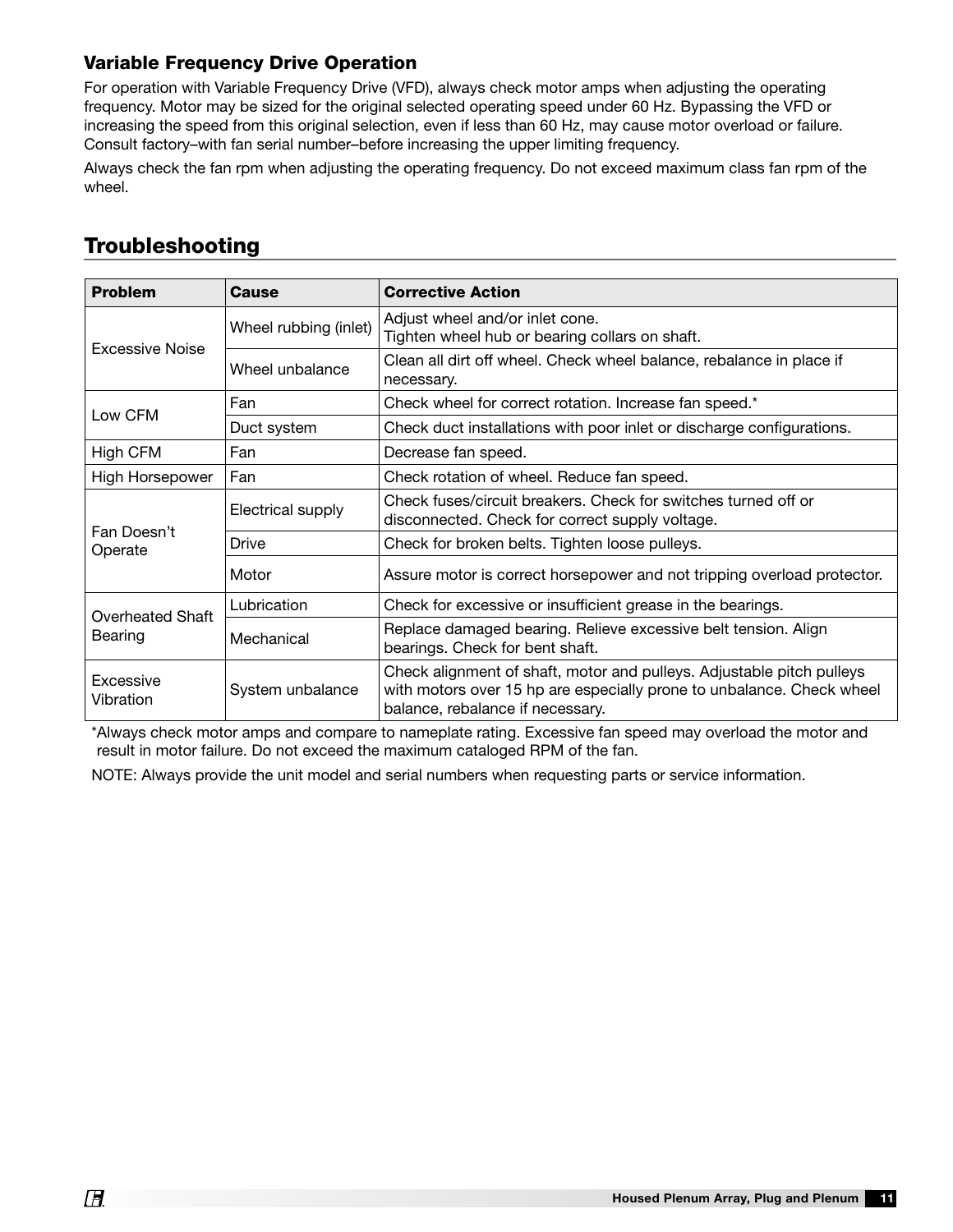### Variable Frequency Drive Operation

For operation with Variable Frequency Drive (VFD), always check motor amps when adjusting the operating frequency. Motor may be sized for the original selected operating speed under 60 Hz. Bypassing the VFD or increasing the speed from this original selection, even if less than 60 Hz, may cause motor overload or failure. Consult factory–with fan serial number–before increasing the upper limiting frequency.

Always check the fan rpm when adjusting the operating frequency. Do not exceed maximum class fan rpm of the wheel.

## Troubleshooting

| Problem | Cause | Corrective Action |
|---|---|---|
| Excessive Noise | Wheel rubbing (inlet) | Adjust wheel and/or inlet cone.<br>Tighten wheel hub or bearing collars on shaft. |
| | Wheel unbalance | Clean all dirt off wheel. Check wheel balance, rebalance in place if necessary. |
| Low CFM | Fan | Check wheel for correct rotation. Increase fan speed.* |
| | Duct system | Check duct installations with poor inlet or discharge configurations. |
| High CFM | Fan | Decrease fan speed. |
| High Horsepower | Fan | Check rotation of wheel. Reduce fan speed. |
| Fan Doesn't Operate | Electrical supply | Check fuses/circuit breakers. Check for switches turned off or disconnected. Check for correct supply voltage. |
| | Drive | Check for broken belts. Tighten loose pulleys. |
| | Motor | Assure motor is correct horsepower and not tripping overload protector. |
| Overheated Shaft Bearing | Lubrication | Check for excessive or insufficient grease in the bearings. |
| | Mechanical | Replace damaged bearing. Relieve excessive belt tension. Align bearings. Check for bent shaft. |
| Excessive Vibration | System unbalance | Check alignment of shaft, motor and pulleys. Adjustable pitch pulleys with motors over 15 hp are especially prone to unbalance. Check wheel balance, rebalance if necessary. |

*Always check motor amps and compare to nameplate rating. Excessive fan speed may overload the motor and result in motor failure. Do not exceed the maximum cataloged RPM of the fan.

NOTE: Always provide the unit model and serial numbers when requesting parts or service information.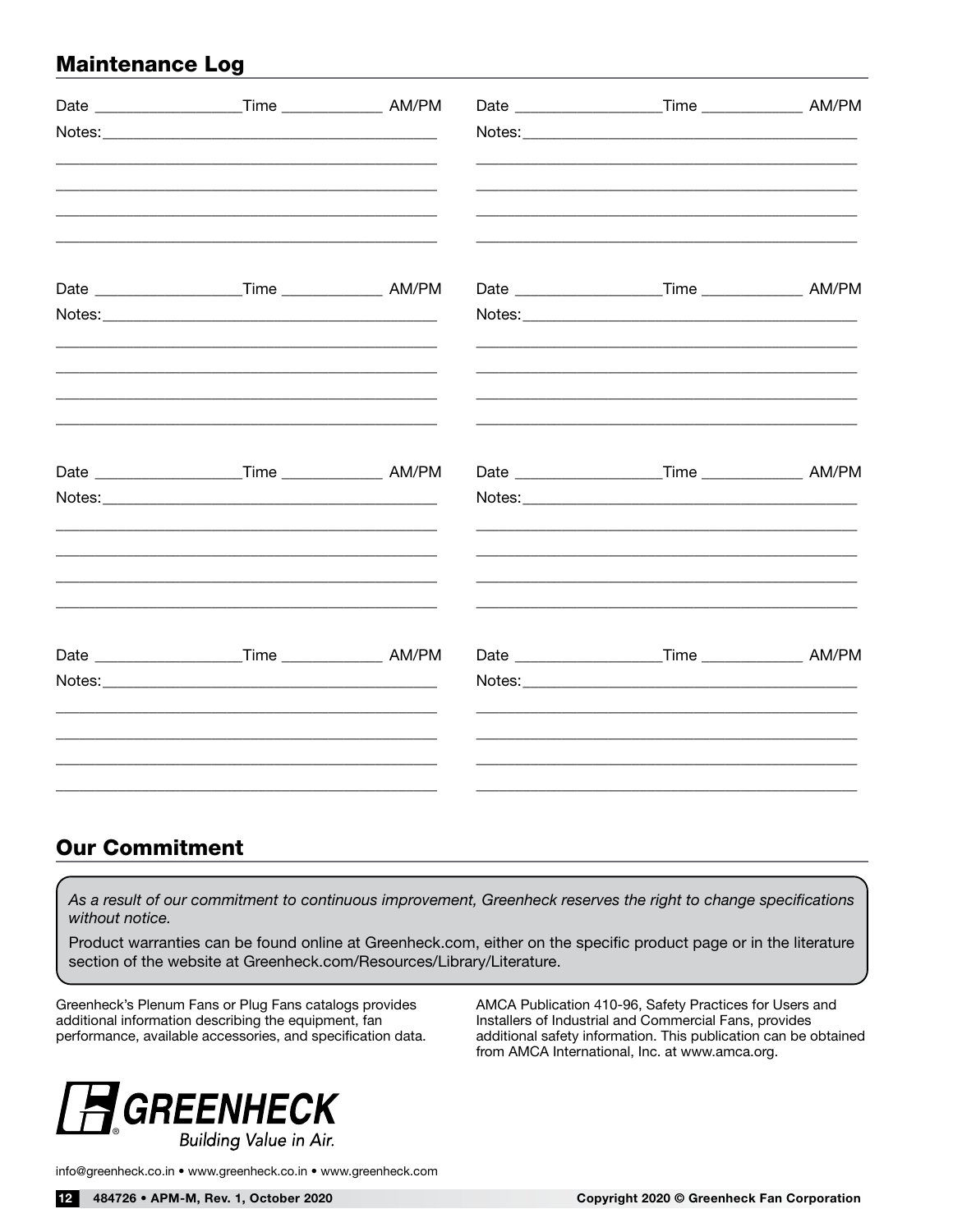## Maintenance Log

Date ________________ Time ____________ AM/PM

Notes: ______________________________________________

______________________________________________

______________________________________________

______________________________________________

______________________________________________

Date ________________ Time ____________ AM/PM

Notes: ______________________________________________

______________________________________________

______________________________________________

______________________________________________

______________________________________________

Date ________________ Time ____________ AM/PM

Notes: ______________________________________________

______________________________________________

______________________________________________

______________________________________________

______________________________________________

Date ________________ Time ____________ AM/PM

Notes: ______________________________________________

______________________________________________

______________________________________________

______________________________________________

______________________________________________

Date ________________ Time ____________ AM/PM

Notes: ______________________________________________

______________________________________________

______________________________________________

______________________________________________

______________________________________________

Date ________________ Time ____________ AM/PM

Notes: ______________________________________________

______________________________________________

______________________________________________

______________________________________________

______________________________________________

Date ________________ Time ____________ AM/PM

Notes: ______________________________________________

______________________________________________

______________________________________________

______________________________________________

______________________________________________

Date ________________ Time ____________ AM/PM

Notes: ______________________________________________

______________________________________________

______________________________________________

______________________________________________

______________________________________________

## Our Commitment

*As a result of our commitment to continuous improvement, Greenheck reserves the right to change specifications without notice.*

Product warranties can be found online at Greenheck.com, either on the specific product page or in the literature section of the website at Greenheck.com/Resources/Library/Literature.

Greenheck's Plenum Fans or Plug Fans catalogs provides additional information describing the equipment, fan performance, available accessories, and specification data.

AMCA Publication 410-96, Safety Practices for Users and Installers of Industrial and Commercial Fans, provides additional safety information. This publication can be obtained from AMCA International, Inc. at www.amca.org.

GREENHECK
Building Value in Air.

info@greenheck.co.in • www.greenheck.co.in • www.greenheck.com

484726 • APM-M, Rev. 1, October 2020

Copyright 2020 © Greenheck Fan Corporation